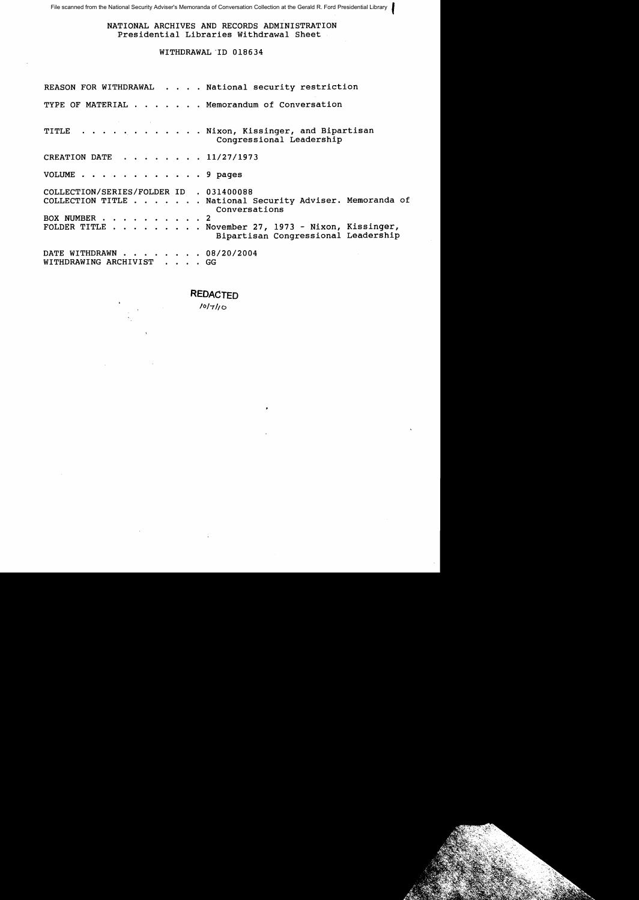File scanned from the National Security Adviser's Memoranda of Conversation Collection at the Gerald R. Ford Presidential Library

NATIONAL ARCHIVES AND RECORDS ADMINISTRATION
Presidential Libraries Withdrawal Sheet

WITHDRAWAL ID 018634

REASON FOR WITHDRAWAL . . . . National security restriction

TYPE OF MATERIAL . . . . . . . Memorandum of Conversation

TITLE . . . . . . . . . . . . Nixon, Kissinger, and Bipartisan Congressional Leadership

CREATION DATE . . . . . . . . 11/27/1973

VOLUME . . . . . . . . . . . . 9 pages

COLLECTION/SERIES/FOLDER ID . 031400088
COLLECTION TITLE . . . . . . . National Security Adviser. Memoranda of Conversations
BOX NUMBER . . . . . . . . . . 2
FOLDER TITLE . . . . . . . . . November 27, 1973 - Nixon, Kissinger, Bipartisan Congressional Leadership

DATE WITHDRAWN . . . . . . . . 08/20/2004
WITHDRAWING ARCHIVIST . . . . GG

REDACTED
10/7/10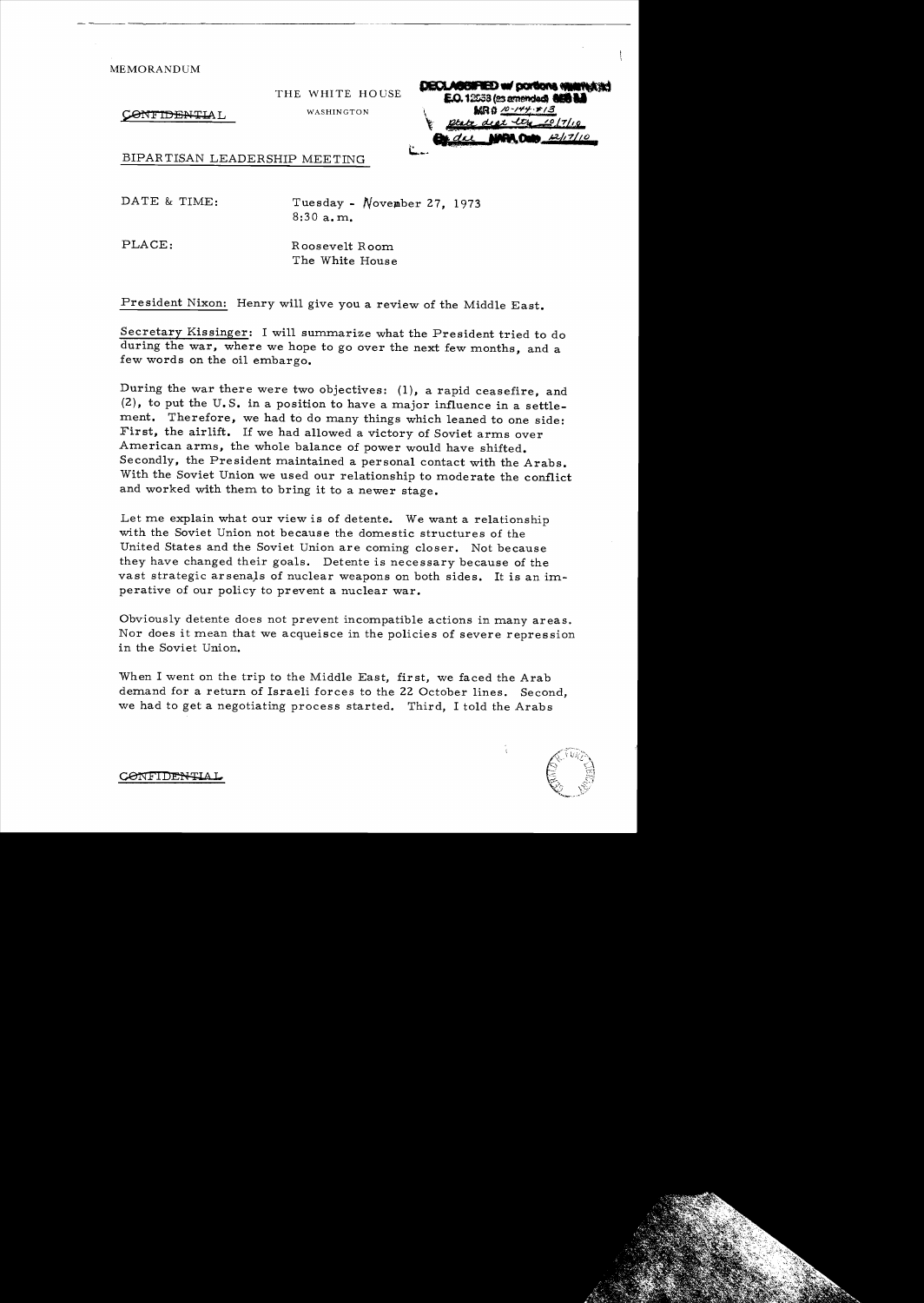MEMORANDUM

THE WHITE HOUSE

WASHINGTON

CONFIDENTIAL

DECLASSIFIED w/ portions exempted
E.O. 12958 (as amended) SEC 3.3
MR 10-144 #13
State dept ltr 10/7/10
By dal NARA, Date 12/17/10

BIPARTISAN LEADERSHIP MEETING

DATE & TIME: Tuesday - November 27, 1973
8:30 a.m.

PLACE: Roosevelt Room
The White House

President Nixon: Henry will give you a review of the Middle East.

Secretary Kissinger: I will summarize what the President tried to do during the war, where we hope to go over the next few months, and a few words on the oil embargo.

During the war there were two objectives: (1), a rapid ceasefire, and (2), to put the U.S. in a position to have a major influence in a settlement. Therefore, we had to do many things which leaned to one side: First, the airlift. If we had allowed a victory of Soviet arms over American arms, the whole balance of power would have shifted. Secondly, the President maintained a personal contact with the Arabs. With the Soviet Union we used our relationship to moderate the conflict and worked with them to bring it to a newer stage.

Let me explain what our view is of detente. We want a relationship with the Soviet Union not because the domestic structures of the United States and the Soviet Union are coming closer. Not because they have changed their goals. Detente is necessary because of the vast strategic arsenals of nuclear weapons on both sides. It is an imperative of our policy to prevent a nuclear war.

Obviously detente does not prevent incompatible actions in many areas. Nor does it mean that we acqueisce in the policies of severe repression in the Soviet Union.

When I went on the trip to the Middle East, first, we faced the Arab demand for a return of Israeli forces to the 22 October lines. Second, we had to get a negotiating process started. Third, I told the Arabs

CONFIDENTIAL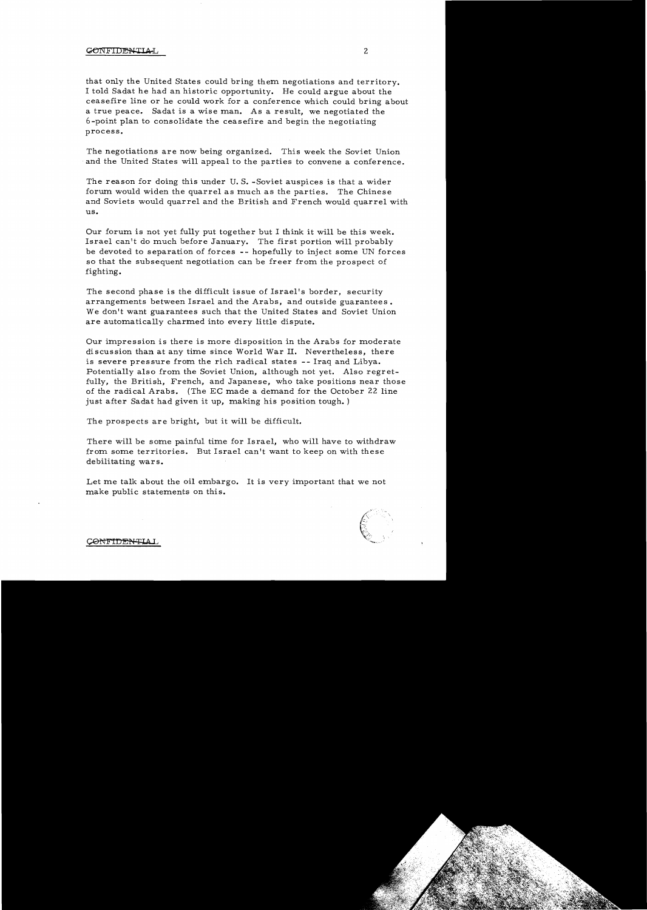that only the United States could bring them negotiations and territory. I told Sadat he had an historic opportunity. He could argue about the ceasefire line or he could work for a conference which could bring about a true peace. Sadat is a wise man. As a result, we negotiated the 6-point plan to consolidate the ceasefire and begin the negotiating process.

The negotiations are now being organized. This week the Soviet Union and the United States will appeal to the parties to convene a conference.

The reason for doing this under U. S. -Soviet auspices is that a wider forum would widen the quarrel as much as the parties. The Chinese and Soviets would quarrel and the British and French would quarrel with us.

Our forum is not yet fully put together but I think it will be this week. Israel can't do much before January. The first portion will probably be devoted to separation of forces -- hopefully to inject some UN forces so that the subsequent negotiation can be freer from the prospect of fighting.

The second phase is the difficult issue of Israel's border, security arrangements between Israel and the Arabs, and outside guarantees. We don't want guarantees such that the United States and Soviet Union are automatically charmed into every little dispute.

Our impression is there is more disposition in the Arabs for moderate discussion than at any time since World War II. Nevertheless, there is severe pressure from the rich radical states -- Iraq and Libya. Potentially also from the Soviet Union, although not yet. Also regretfully, the British, French, and Japanese, who take positions near those of the radical Arabs. (The EC made a demand for the October 22 line just after Sadat had given it up, making his position tough.)

The prospects are bright, but it will be difficult.

There will be some painful time for Israel, who will have to withdraw from some territories. But Israel can't want to keep on with these debilitating wars.

Let me talk about the oil embargo. It is very important that we not make public statements on this.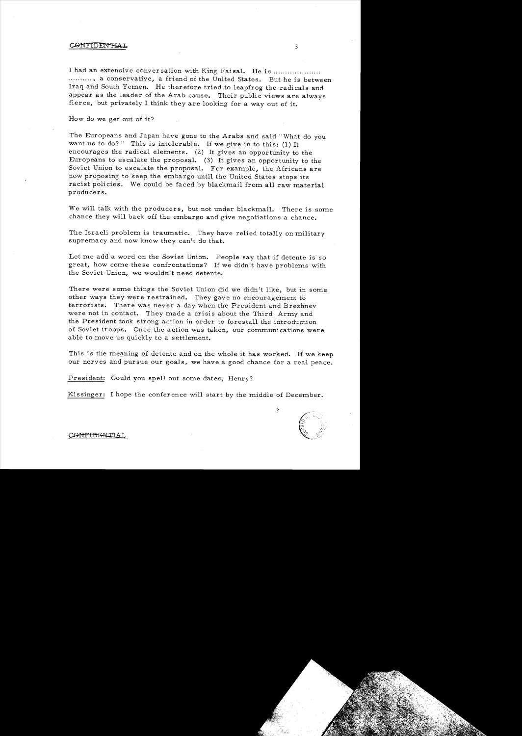I had an extensive conversation with King Faisal. He is ....................
.........., a conservative, a friend of the United States. But he is between Iraq and South Yemen. He therefore tried to leapfrog the radicals and appear as the leader of the Arab cause. Their public views are always fierce, but privately I think they are looking for a way out of it.

How do we get out of it?

The Europeans and Japan have gone to the Arabs and said "What do you want us to do?" This is intolerable. If we give in to this: (1) It encourages the radical elements. (2) It gives an opportunity to the Europeans to escalate the proposal. (3) It gives an opportunity to the Soviet Union to escalate the proposal. For example, the Africans are now proposing to keep the embargo until the United States stops its racist policies. We could be faced by blackmail from all raw material producers.

We will talk with the producers, but not under blackmail. There is some chance they will back off the embargo and give negotiations a chance.

The Israeli problem is traumatic. They have relied totally on military supremacy and now know they can't do that.

Let me add a word on the Soviet Union. People say that if detente is so great, how come these confrontations? If we didn't have problems with the Soviet Union, we wouldn't need detente.

There were some things the Soviet Union did we didn't like, but in some other ways they were restrained. They gave no encouragement to terrorists. There was never a day when the President and Brezhnev were not in contact. They made a crisis about the Third Army and the President took strong action in order to forestall the introduction of Soviet troops. Once the action was taken, our communications were able to move us quickly to a settlement.

This is the meaning of detente and on the whole it has worked. If we keep our nerves and pursue our goals, we have a good chance for a real peace.

President: Could you spell out some dates, Henry?

Kissinger: I hope the conference will start by the middle of December.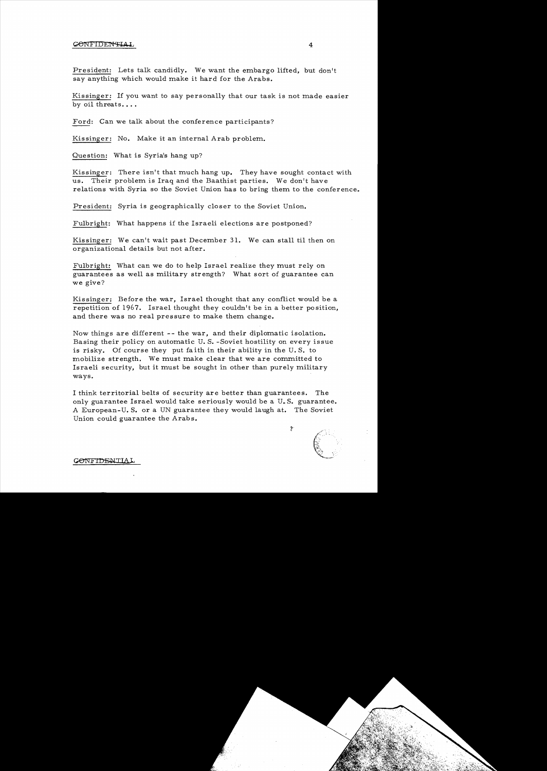CONFIDENTIAL

President: Lets talk candidly. We want the embargo lifted, but don't say anything which would make it hard for the Arabs.

Kissinger: If you want to say personally that our task is not made easier by oil threats....

Ford: Can we talk about the conference participants?

Kissinger: No. Make it an internal Arab problem.

Question: What is Syria's hang up?

Kissinger: There isn't that much hang up. They have sought contact with us. Their problem is Iraq and the Baathist parties. We don't have relations with Syria so the Soviet Union has to bring them to the conference.

President: Syria is geographically closer to the Soviet Union.

Fulbright: What happens if the Israeli elections are postponed?

Kissinger: We can't wait past December 31. We can stall til then on organizational details but not after.

Fulbright: What can we do to help Israel realize they must rely on guarantees as well as military strength? What sort of guarantee can we give?

Kissinger: Before the war, Israel thought that any conflict would be a repetition of 1967. Israel thought they couldn't be in a better position, and there was no real pressure to make them change.

Now things are different -- the war, and their diplomatic isolation. Basing their policy on automatic U. S. -Soviet hostility on every issue is risky. Of course they put faith in their ability in the U. S. to mobilize strength. We must make clear that we are committed to Israeli security, but it must be sought in other than purely military ways.

I think territorial belts of security are better than guarantees. The only guarantee Israel would take seriously would be a U. S. guarantee. A European-U. S. or a UN guarantee they would laugh at. The Soviet Union could guarantee the Arabs.

CONFIDENTIAL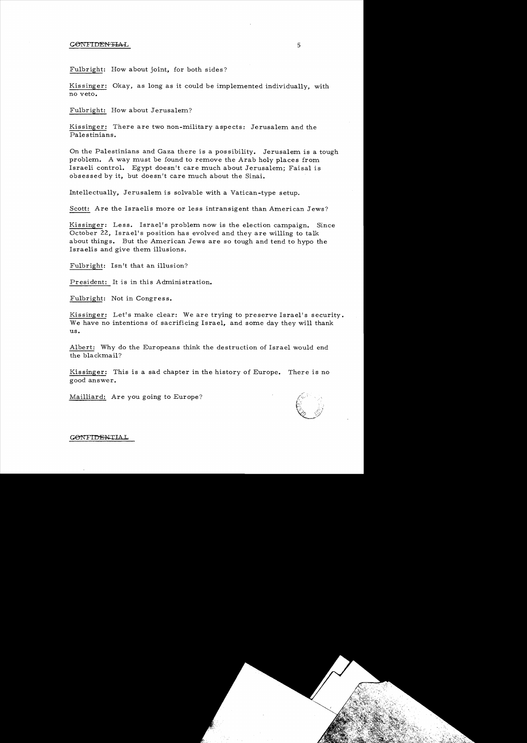Fulbright: How about joint, for both sides?

Kissinger: Okay, as long as it could be implemented individually, with no veto.

Fulbright: How about Jerusalem?

Kissinger: There are two non-military aspects: Jerusalem and the Palestinians.

On the Palestinians and Gaza there is a possibility. Jerusalem is a tough problem. A way must be found to remove the Arab holy places from Israeli control. Egypt doesn't care much about Jerusalem; Faisal is obsessed by it, but doesn't care much about the Sinai.

Intellectually, Jerusalem is solvable with a Vatican-type setup.

Scott: Are the Israelis more or less intransigent than American Jews?

Kissinger: Less. Israel's problem now is the election campaign. Since October 22, Israel's position has evolved and they are willing to talk about things. But the American Jews are so tough and tend to hypo the Israelis and give them illusions.

Fulbright: Isn't that an illusion?

President: It is in this Administration.

Fulbright: Not in Congress.

Kissinger: Let's make clear: We are trying to preserve Israel's security. We have no intentions of sacrificing Israel, and some day they will thank us.

Albert: Why do the Europeans think the destruction of Israel would end the blackmail?

Kissinger: This is a sad chapter in the history of Europe. There is no good answer.

Mailliard: Are you going to Europe?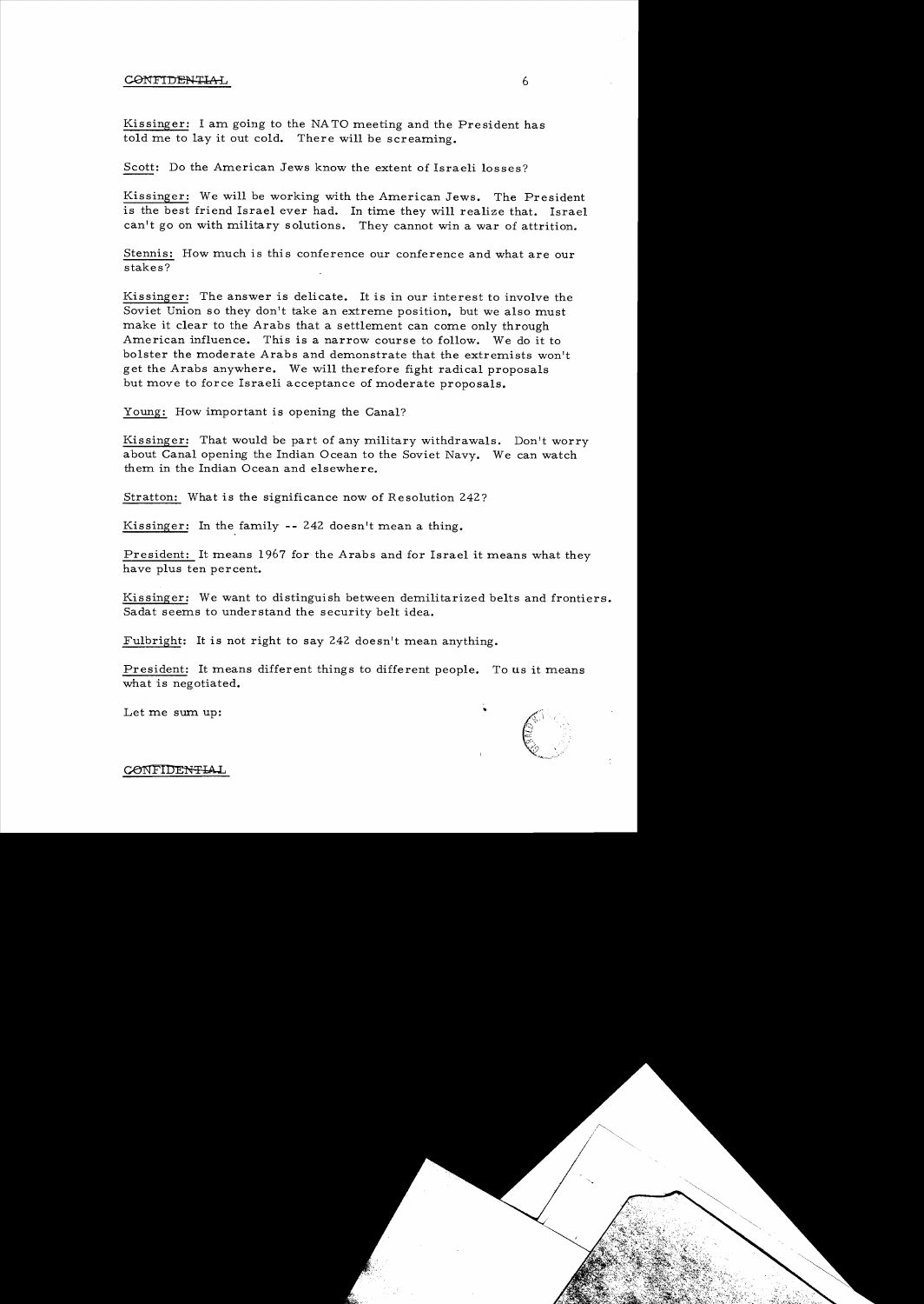CONFIDENTIAL

Kissinger: I am going to the NATO meeting and the President has told me to lay it out cold. There will be screaming.

Scott: Do the American Jews know the extent of Israeli losses?

Kissinger: We will be working with the American Jews. The President is the best friend Israel ever had. In time they will realize that. Israel can't go on with military solutions. They cannot win a war of attrition.

Stennis: How much is this conference our conference and what are our stakes?

Kissinger: The answer is delicate. It is in our interest to involve the Soviet Union so they don't take an extreme position, but we also must make it clear to the Arabs that a settlement can come only through American influence. This is a narrow course to follow. We do it to bolster the moderate Arabs and demonstrate that the extremists won't get the Arabs anywhere. We will therefore fight radical proposals but move to force Israeli acceptance of moderate proposals.

Young: How important is opening the Canal?

Kissinger: That would be part of any military withdrawals. Don't worry about Canal opening the Indian Ocean to the Soviet Navy. We can watch them in the Indian Ocean and elsewhere.

Stratton: What is the significance now of Resolution 242?

Kissinger: In the family -- 242 doesn't mean a thing.

President: It means 1967 for the Arabs and for Israel it means what they have plus ten percent.

Kissinger: We want to distinguish between demilitarized belts and frontiers. Sadat seems to understand the security belt idea.

Fulbright: It is not right to say 242 doesn't mean anything.

President: It means different things to different people. To us it means what is negotiated.

Let me sum up:

CONFIDENTIAL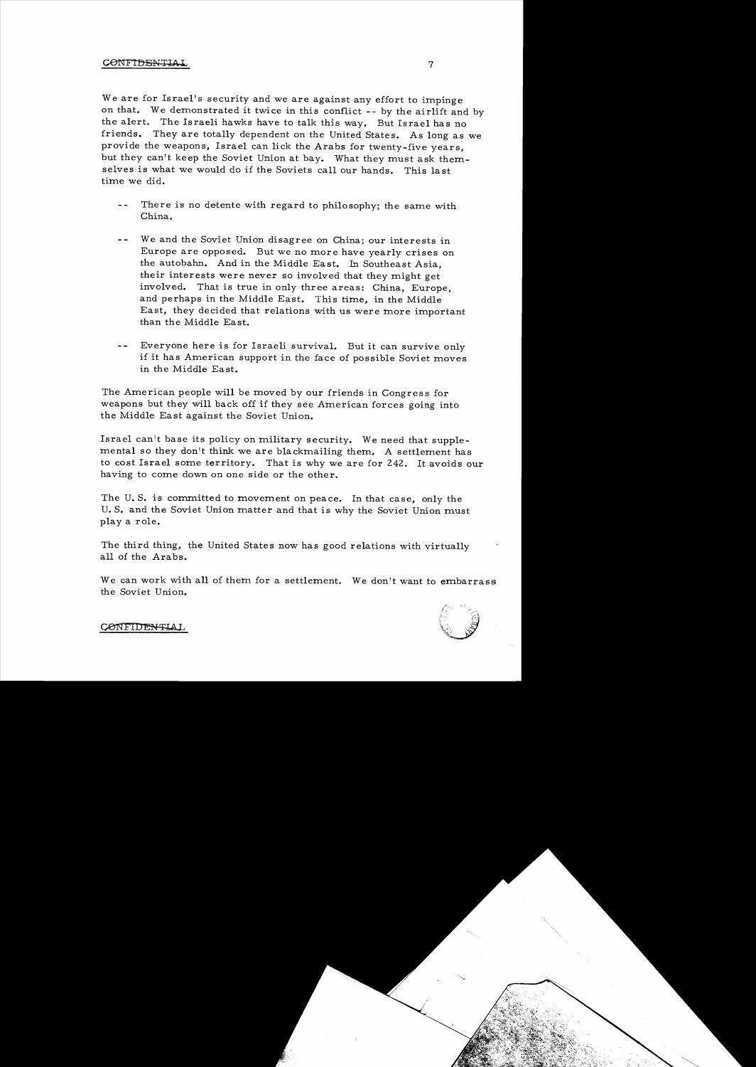We are for Israel's security and we are against any effort to impinge on that. We demonstrated it twice in this conflict -- by the airlift and by the alert. The Israeli hawks have to talk this way. But Israel has no friends. They are totally dependent on the United States. As long as we provide the weapons, Israel can lick the Arabs for twenty-five years, but they can't keep the Soviet Union at bay. What they must ask themselves is what we would do if the Soviets call our hands. This last time we did.

-- There is no detente with regard to philosophy; the same with China.

-- We and the Soviet Union disagree on China; our interests in Europe are opposed. But we no more have yearly crises on the autobahn. And in the Middle East. In Southeast Asia, their interests were never so involved that they might get involved. That is true in only three areas: China, Europe, and perhaps in the Middle East. This time, in the Middle East, they decided that relations with us were more important than the Middle East.

-- Everyone here is for Israeli survival. But it can survive only if it has American support in the face of possible Soviet moves in the Middle East.

The American people will be moved by our friends in Congress for weapons but they will back off if they see American forces going into the Middle East against the Soviet Union.

Israel can't base its policy on military security. We need that supplemental so they don't think we are blackmailing them. A settlement has to cost Israel some territory. That is why we are for 242. It avoids our having to come down on one side or the other.

The U.S. is committed to movement on peace. In that case, only the U.S. and the Soviet Union matter and that is why the Soviet Union must play a role.

The third thing, the United States now has good relations with virtually all of the Arabs.

We can work with all of them for a settlement. We don't want to embarrass the Soviet Union.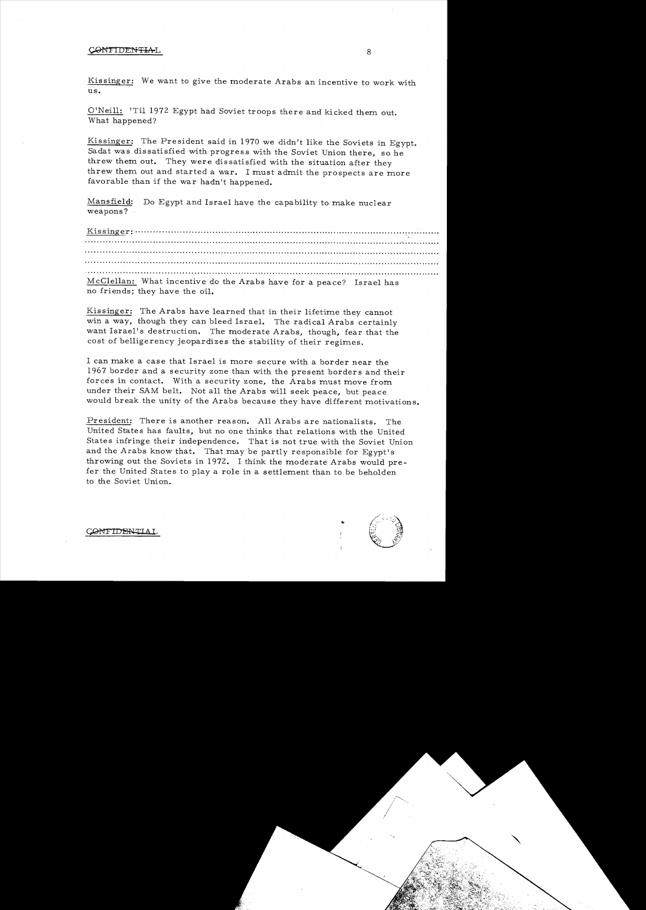Kissinger: We want to give the moderate Arabs an incentive to work with us.

O'Neill: 'Til 1972 Egypt had Soviet troops there and kicked them out. What happened?

Kissinger: The President said in 1970 we didn't like the Soviets in Egypt. Sadat was dissatisfied with progress with the Soviet Union there, so he threw them out. They were dissatisfied with the situation after they threw them out and started a war. I must admit the prospects are more favorable than if the war hadn't happened.

Mansfield: Do Egypt and Israel have the capability to make nuclear weapons?

Kissinger: ...........................................................................................................

...........................................................................................................

...........................................................................................................

...........................................................................................................

...........................................................................................................

McClellan: What incentive do the Arabs have for a peace? Israel has no friends; they have the oil.

Kissinger: The Arabs have learned that in their lifetime they cannot win a way, though they can bleed Israel. The radical Arabs certainly want Israel's destruction. The moderate Arabs, though, fear that the cost of belligerency jeopardizes the stability of their regimes.

I can make a case that Israel is more secure with a border near the 1967 border and a security zone than with the present borders and their forces in contact. With a security zone, the Arabs must move from under their SAM belt. Not all the Arabs will seek peace, but peace would break the unity of the Arabs because they have different motivations.

President: There is another reason. All Arabs are nationalists. The United States has faults, but no one thinks that relations with the United States infringe their independence. That is not true with the Soviet Union and the Arabs know that. That may be partly responsible for Egypt's throwing out the Soviets in 1972. I think the moderate Arabs would prefer the United States to play a role in a settlement than to be beholden to the Soviet Union.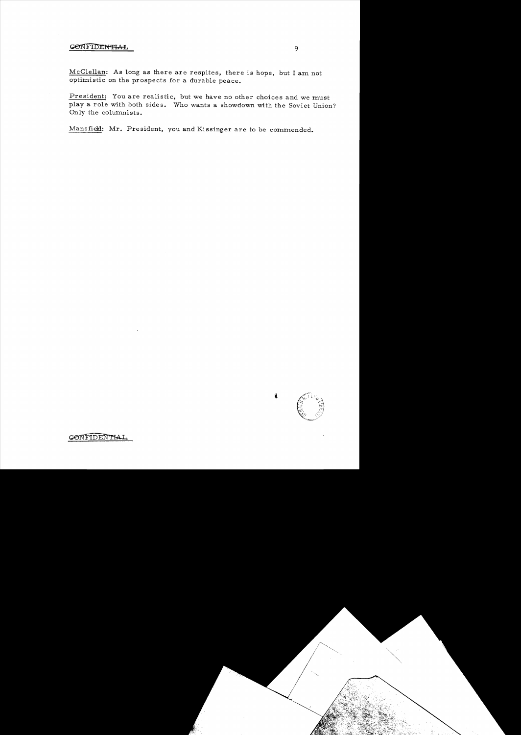CONFIDENTIAL

McClellan: As long as there are respites, there is hope, but I am not optimistic on the prospects for a durable peace.

President: You are realistic, but we have no other choices and we must play a role with both sides. Who wants a showdown with the Soviet Union? Only the columnists.

Mansfield: Mr. President, you and Kissinger are to be commended.

CONFIDENTIAL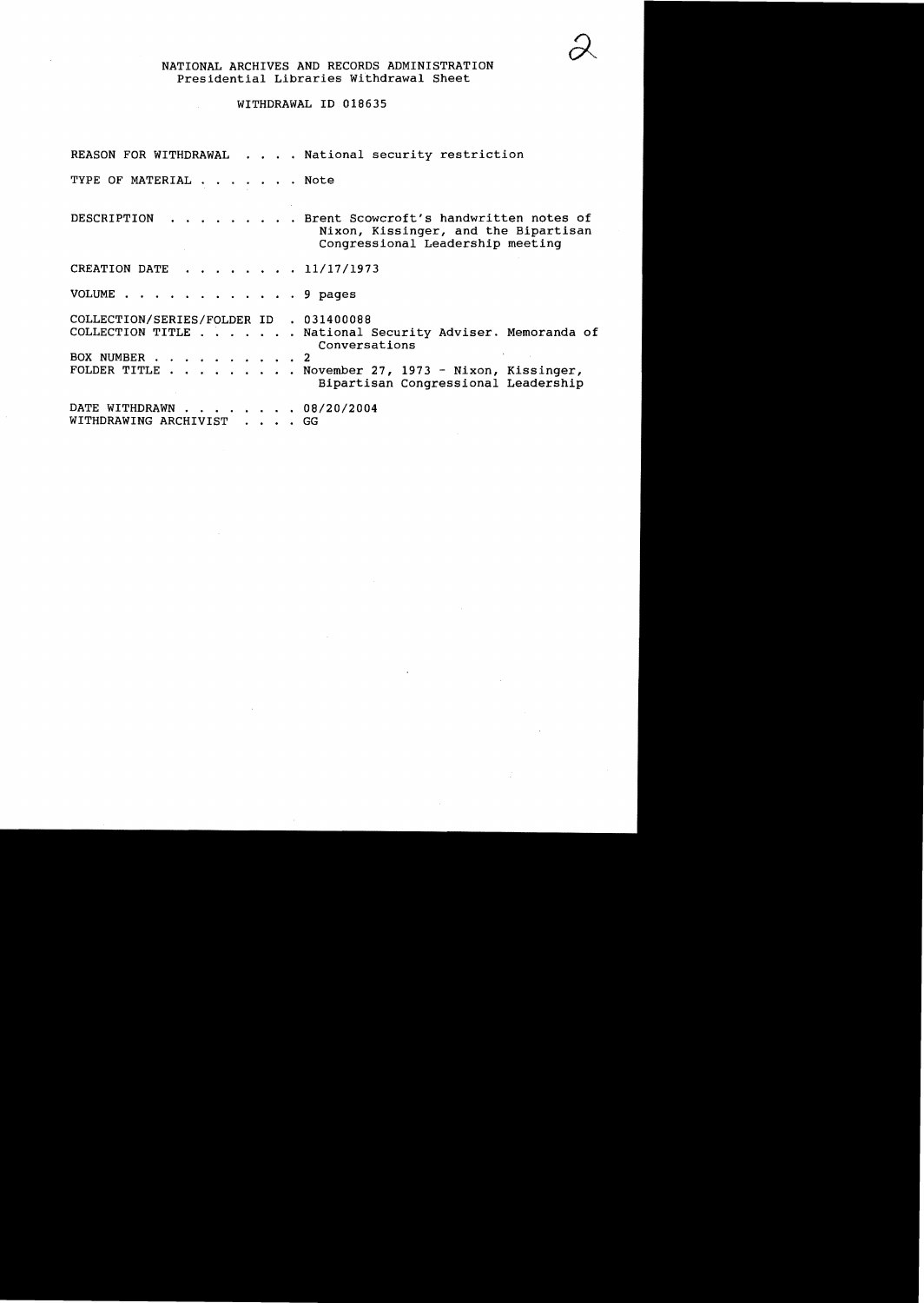2

NATIONAL ARCHIVES AND RECORDS ADMINISTRATION
Presidential Libraries Withdrawal Sheet

WITHDRAWAL ID 018635

REASON FOR WITHDRAWAL . . . . National security restriction

TYPE OF MATERIAL . . . . . . . Note

DESCRIPTION . . . . . . . . . Brent Scowcroft's handwritten notes of Nixon, Kissinger, and the Bipartisan Congressional Leadership meeting

CREATION DATE . . . . . . . . 11/17/1973

VOLUME . . . . . . . . . . . . 9 pages

COLLECTION/SERIES/FOLDER ID . 031400088
COLLECTION TITLE . . . . . . . National Security Adviser. Memoranda of Conversations
BOX NUMBER . . . . . . . . . . 2
FOLDER TITLE . . . . . . . . . November 27, 1973 - Nixon, Kissinger, Bipartisan Congressional Leadership

DATE WITHDRAWN . . . . . . . . 08/20/2004
WITHDRAWING ARCHIVIST . . . . GG